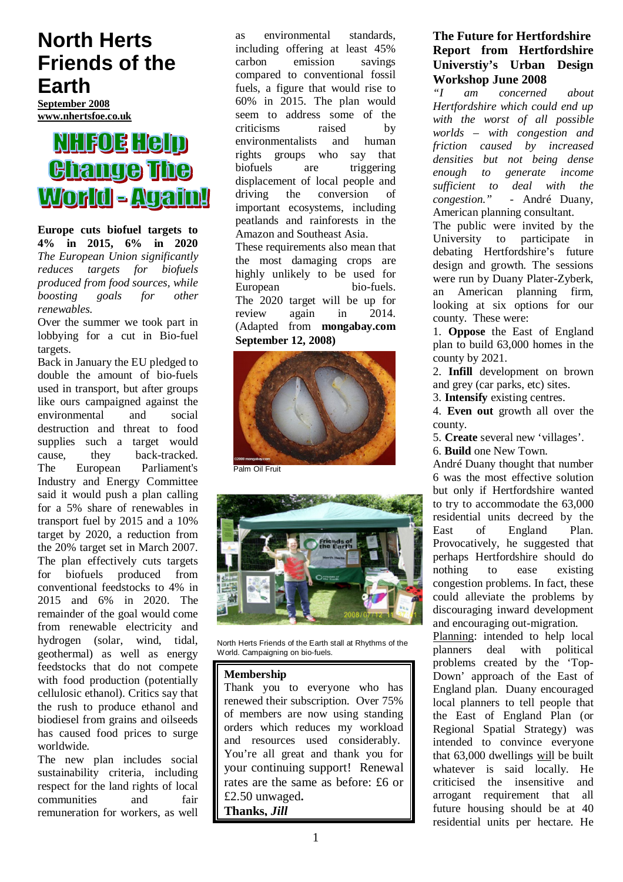# North Herts Friends of the Earth

**September 2008**
**www.nhertsfoe.co.uk**

## NHFOE Help Change The World - Again!

### Europe cuts biofuel targets to 4% in 2015, 6% in 2020

*The European Union significantly reduces targets for biofuels produced from food sources, while boosting goals for other renewables.*

Over the summer we took part in lobbying for a cut in Bio-fuel targets.

Back in January the EU pledged to double the amount of bio-fuels used in transport, but after groups like ours campaigned against the environmental and social destruction and threat to food supplies such a target would cause, they back-tracked. The European Parliament's Industry and Energy Committee said it would push a plan calling for a 5% share of renewables in transport fuel by 2015 and a 10% target by 2020, a reduction from the 20% target set in March 2007. The plan effectively cuts targets for biofuels produced from conventional feedstocks to 4% in 2015 and 6% in 2020. The remainder of the goal would come from renewable electricity and hydrogen (solar, wind, tidal, geothermal) as well as energy feedstocks that do not compete with food production (potentially cellulosic ethanol). Critics say that the rush to produce ethanol and biodiesel from grains and oilseeds has caused food prices to surge worldwide.

The new plan includes social sustainability criteria, including respect for the land rights of local communities and fair remuneration for workers, as well as environmental standards, including offering at least 45% carbon emission savings compared to conventional fossil fuels, a figure that would rise to 60% in 2015. The plan would seem to address some of the criticisms raised by environmentalists and human rights groups who say that biofuels are triggering displacement of local people and driving the conversion of important ecosystems, including peatlands and rainforests in the Amazon and Southeast Asia.

These requirements also mean that the most damaging crops are highly unlikely to be used for European bio-fuels.

The 2020 target will be up for review again in 2014. (Adapted from **mongabay.com September 12, 2008)**

Palm Oil Fruit

North Herts Friends of the Earth stall at Rhythms of the World. Campaigning on bio-fuels.

### Membership

Thank you to everyone who has renewed their subscription. Over 75% of members are now using standing orders which reduces my workload and resources used considerably. You're all great and thank you for your continuing support! Renewal rates are the same as before: £6 or £2.50 unwaged.

**Thanks, *Jill***

### The Future for Hertfordshire Report from Hertfordshire Universtiy's Urban Design Workshop June 2008

*"I am concerned about Hertfordshire which could end up with the worst of all possible worlds – with congestion and friction caused by increased densities but not being dense enough to generate income sufficient to deal with the congestion."* - André Duany, American planning consultant.

The public were invited by the University to participate in debating Hertfordshire's future design and growth. The sessions were run by Duany Plater-Zyberk, an American planning firm, looking at six options for our county. These were:

1. **Oppose** the East of England plan to build 63,000 homes in the county by 2021.
2. **Infill** development on brown and grey (car parks, etc) sites.
3. **Intensify** existing centres.
4. **Even out** growth all over the county.
5. **Create** several new 'villages'.
6. **Build** one New Town.

André Duany thought that number 6 was the most effective solution but only if Hertfordshire wanted to try to accommodate the 63,000 residential units decreed by the East of England Plan. Provocatively, he suggested that perhaps Hertfordshire should do nothing to ease existing congestion problems. In fact, these could alleviate the problems by discouraging inward development and encouraging out-migration.

Planning: intended to help local planners deal with political problems created by the 'Top-Down' approach of the East of England plan. Duany encouraged local planners to tell people that the East of England Plan (or Regional Spatial Strategy) was intended to convince everyone that 63,000 dwellings will be built whatever is said locally. He criticised the insensitive and arrogant requirement that all future housing should be at 40 residential units per hectare. He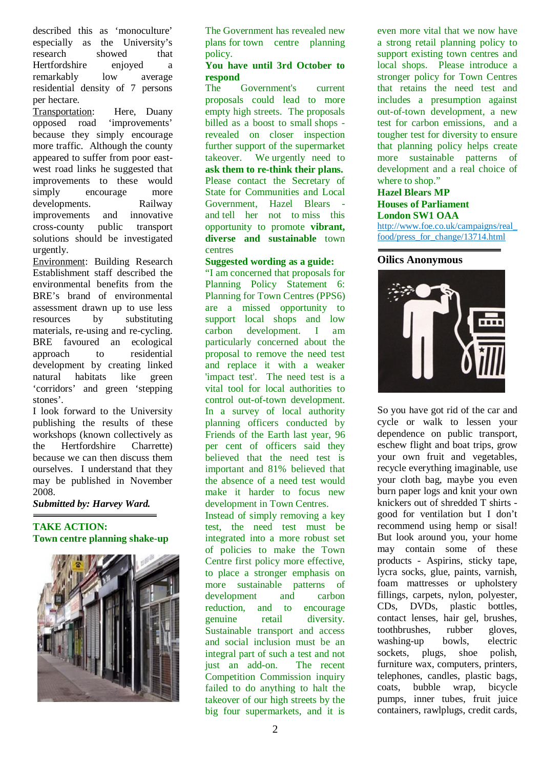described this as 'monoculture' especially as the University's research showed that Hertfordshire enjoyed a remarkably low average residential density of 7 persons per hectare.

Transportation: Here, Duany opposed road 'improvements' because they simply encourage more traffic. Although the county appeared to suffer from poor east-west road links he suggested that improvements to these would simply encourage more developments. Railway improvements and innovative cross-county public transport solutions should be investigated urgently.

Environment: Building Research Establishment staff described the environmental benefits from the BRE's brand of environmental assessment drawn up to use less resources by substituting materials, re-using and re-cycling. BRE favoured an ecological approach to residential development by creating linked natural habitats like green 'corridors' and green 'stepping stones'.

I look forward to the University publishing the results of these workshops (known collectively as the Hertfordshire Charrette) because we can then discuss them ourselves. I understand that they may be published in November 2008.

***Submitted by: Harvey Ward.***

## TAKE ACTION: Town centre planning shake-up

The Government has revealed new plans for town centre planning policy.

**You have until 3rd October to respond**

The Government's current proposals could lead to more empty high streets. The proposals billed as a boost to small shops - revealed on closer inspection further support of the supermarket takeover. We urgently need to **ask them to re-think their plans.** Please contact the Secretary of State for Communities and Local Government, Hazel Blears - and tell her not to miss this opportunity to promote **vibrant, diverse and sustainable** town centres

**Suggested wording as a guide:**

"I am concerned that proposals for Planning Policy Statement 6: Planning for Town Centres (PPS6) are a missed opportunity to support local shops and low carbon development. I am particularly concerned about the proposal to remove the need test and replace it with a weaker 'impact test'. The need test is a vital tool for local authorities to control out-of-town development. In a survey of local authority planning officers conducted by Friends of the Earth last year, 96 per cent of officers said they believed that the need test is important and 81% believed that the absence of a need test would make it harder to focus new development in Town Centres.

Instead of simply removing a key test, the need test must be integrated into a more robust set of policies to make the Town Centre first policy more effective, to place a stronger emphasis on more sustainable patterns of development and carbon reduction, and to encourage genuine retail diversity. Sustainable transport and access and social inclusion must be an integral part of such a test and not just an add-on. The recent Competition Commission inquiry failed to do anything to halt the takeover of our high streets by the big four supermarkets, and it is even more vital that we now have a strong retail planning policy to support existing town centres and local shops. Please introduce a stronger policy for Town Centres that retains the need test and includes a presumption against out-of-town development, a new test for carbon emissions, and a tougher test for diversity to ensure that planning policy helps create more sustainable patterns of development and a real choice of where to shop."

**Hazel Blears MP**
**Houses of Parliament**
**London SW1 OAA**

http://www.foe.co.uk/campaigns/real_food/press_for_change/13714.html

## Oilics Anonymous

So you have got rid of the car and cycle or walk to lessen your dependence on public transport, eschew flight and boat trips, grow your own fruit and vegetables, recycle everything imaginable, use your cloth bag, maybe you even burn paper logs and knit your own knickers out of shredded T shirts - good for ventilation but I don't recommend using hemp or sisal! But look around you, your home may contain some of these products - Aspirins, sticky tape, lycra socks, glue, paints, varnish, foam mattresses or upholstery fillings, carpets, nylon, polyester, CDs, DVDs, plastic bottles, contact lenses, hair gel, brushes, toothbrushes, rubber gloves, washing-up bowls, electric sockets, plugs, shoe polish, furniture wax, computers, printers, telephones, candles, plastic bags, coats, bubble wrap, bicycle pumps, inner tubes, fruit juice containers, rawlplugs, credit cards,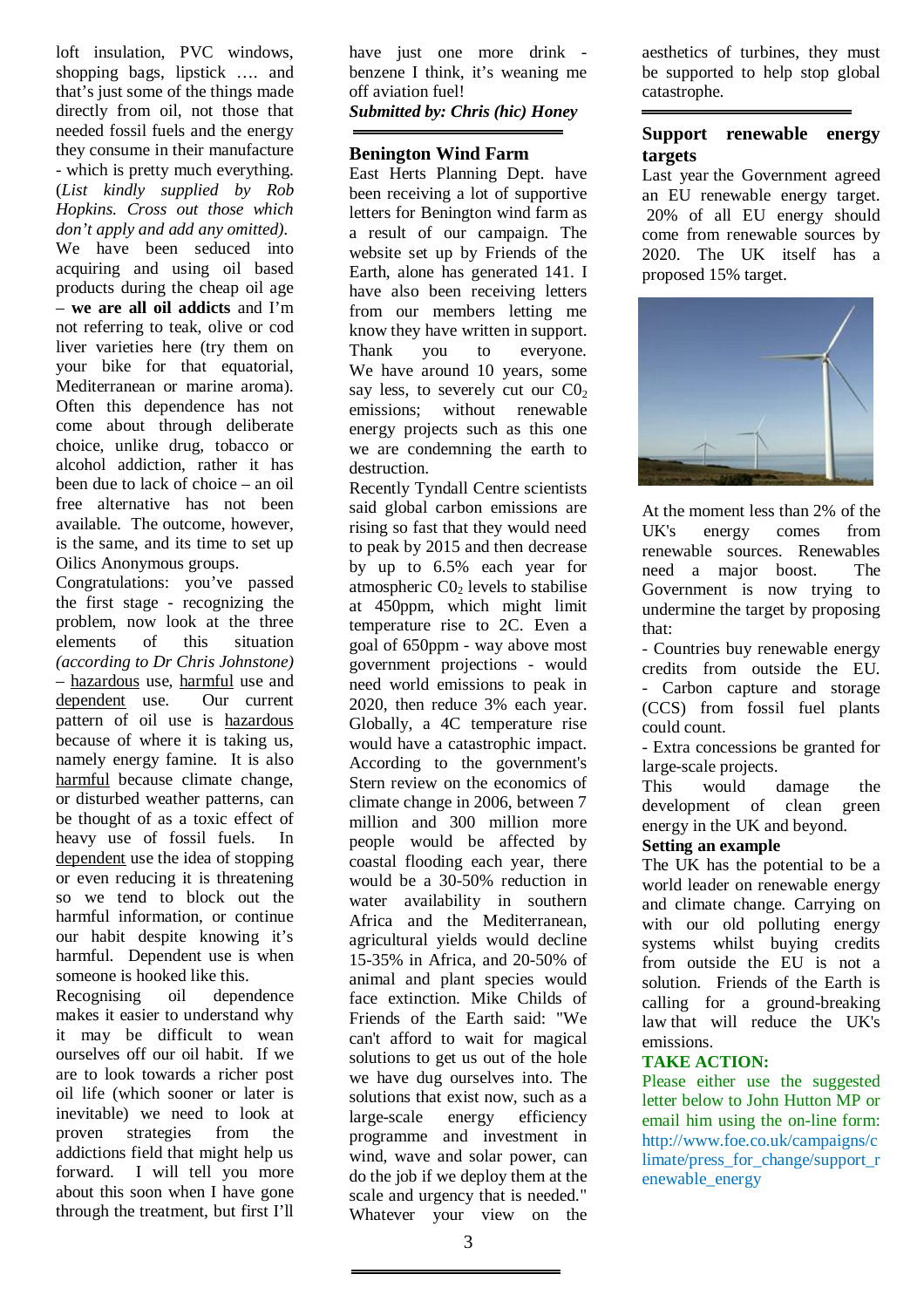loft insulation, PVC windows, shopping bags, lipstick …. and that's just some of the things made directly from oil, not those that needed fossil fuels and the energy they consume in their manufacture - which is pretty much everything. (*List kindly supplied by Rob Hopkins. Cross out those which don't apply and add any omitted).*

We have been seduced into acquiring and using oil based products during the cheap oil age – **we are all oil addicts** and I'm not referring to teak, olive or cod liver varieties here (try them on your bike for that equatorial, Mediterranean or marine aroma). Often this dependence has not come about through deliberate choice, unlike drug, tobacco or alcohol addiction, rather it has been due to lack of choice – an oil free alternative has not been available. The outcome, however, is the same, and its time to set up Oilics Anonymous groups.

Congratulations: you've passed the first stage - recognizing the problem, now look at the three elements of this situation *(according to Dr Chris Johnstone)* – hazardous use, harmful use and dependent use. Our current pattern of oil use is hazardous because of where it is taking us, namely energy famine. It is also harmful because climate change, or disturbed weather patterns, can be thought of as a toxic effect of heavy use of fossil fuels. In dependent use the idea of stopping or even reducing it is threatening so we tend to block out the harmful information, or continue our habit despite knowing it's harmful. Dependent use is when someone is hooked like this.

Recognising oil dependence makes it easier to understand why it may be difficult to wean ourselves off our oil habit. If we are to look towards a richer post oil life (which sooner or later is inevitable) we need to look at proven strategies from the addictions field that might help us forward. I will tell you more about this soon when I have gone through the treatment, but first I'll have just one more drink - benzene I think, it's weaning me off aviation fuel!

***Submitted by: Chris (hic) Honey***

## Benington Wind Farm

East Herts Planning Dept. have been receiving a lot of supportive letters for Benington wind farm as a result of our campaign. The website set up by Friends of the Earth, alone has generated 141. I have also been receiving letters from our members letting me know they have written in support. Thank you to everyone.

We have around 10 years, some say less, to severely cut our $C0_2$ emissions; without renewable energy projects such as this one we are condemning the earth to destruction.

Recently Tyndall Centre scientists said global carbon emissions are rising so fast that they would need to peak by 2015 and then decrease by up to 6.5% each year for atmospheric $C0_2$ levels to stabilise at 450ppm, which might limit temperature rise to 2C. Even a goal of 650ppm - way above most government projections - would need world emissions to peak in 2020, then reduce 3% each year. Globally, a 4C temperature rise would have a catastrophic impact. According to the government's Stern review on the economics of climate change in 2006, between 7 million and 300 million more people would be affected by coastal flooding each year, there would be a 30-50% reduction in water availability in southern Africa and the Mediterranean, agricultural yields would decline 15-35% in Africa, and 20-50% of animal and plant species would face extinction. Mike Childs of Friends of the Earth said: "We can't afford to wait for magical solutions to get us out of the hole we have dug ourselves into. The solutions that exist now, such as a large-scale energy efficiency programme and investment in wind, wave and solar power, can do the job if we deploy them at the scale and urgency that is needed."

Whatever your view on the aesthetics of turbines, they must be supported to help stop global catastrophe.

## Support renewable energy targets

Last year the Government agreed an EU renewable energy target. 20% of all EU energy should come from renewable sources by 2020. The UK itself has a proposed 15% target.

At the moment less than 2% of the UK's energy comes from renewable sources. Renewables need a major boost. The Government is now trying to undermine the target by proposing that:

- Countries buy renewable energy credits from outside the EU.
- Carbon capture and storage (CCS) from fossil fuel plants could count.
- Extra concessions be granted for large-scale projects.

This would damage the development of clean green energy in the UK and beyond.

**Setting an example**

The UK has the potential to be a world leader on renewable energy and climate change. Carrying on with our old polluting energy systems whilst buying credits from outside the EU is not a solution. Friends of the Earth is calling for a ground-breaking law that will reduce the UK's emissions.

**TAKE ACTION:**

Please either use the suggested letter below to John Hutton MP or email him using the on-line form: http://www.foe.co.uk/campaigns/climate/press_for_change/support_renewable_energy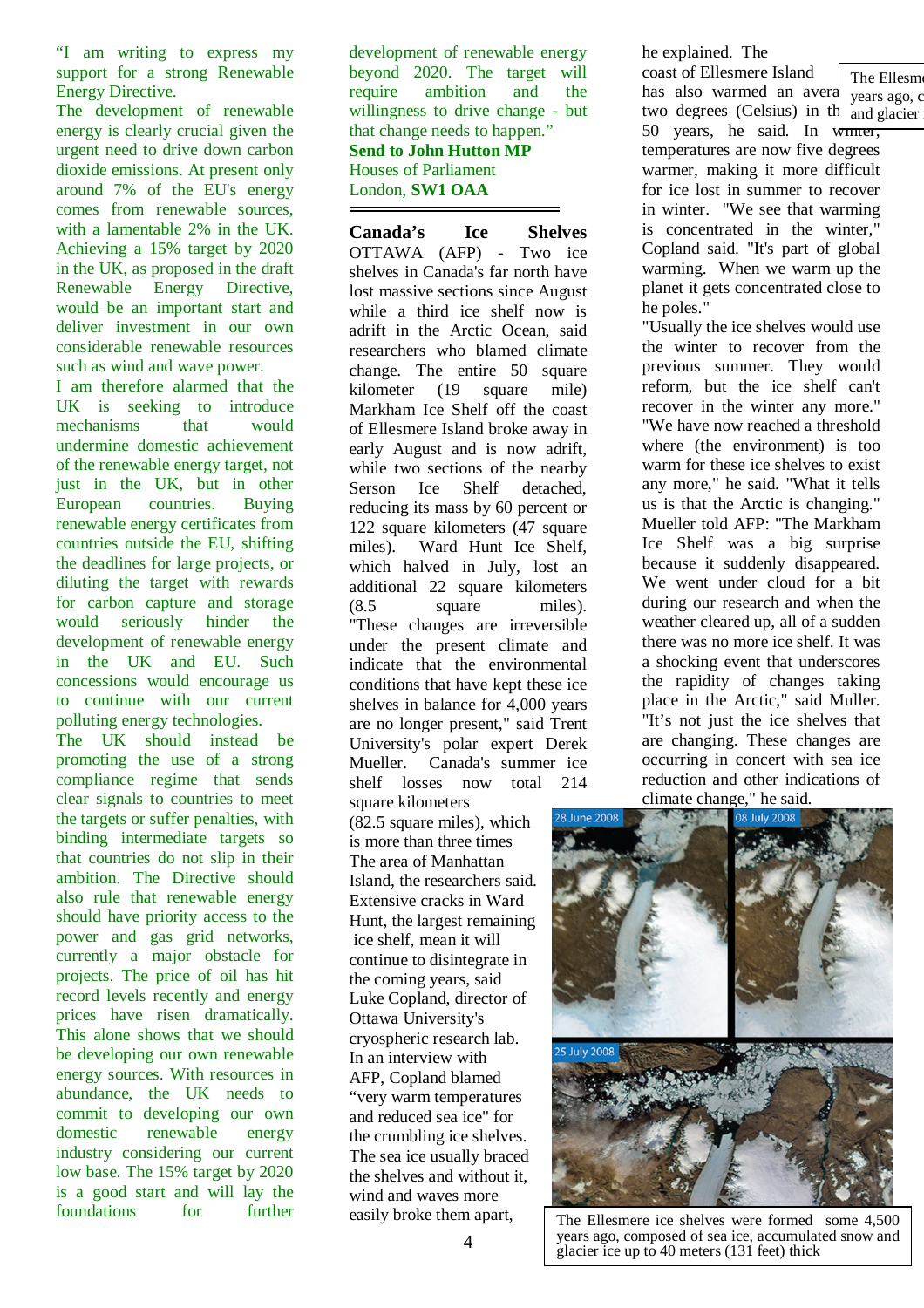"I am writing to express my support for a strong Renewable Energy Directive.

The development of renewable energy is clearly crucial given the urgent need to drive down carbon dioxide emissions. At present only around 7% of the EU's energy comes from renewable sources, with a lamentable 2% in the UK. Achieving a 15% target by 2020 in the UK, as proposed in the draft Renewable Energy Directive, would be an important start and deliver investment in our own considerable renewable resources such as wind and wave power.

I am therefore alarmed that the UK is seeking to introduce mechanisms that would undermine domestic achievement of the renewable energy target, not just in the UK, but in other European countries. Buying renewable energy certificates from countries outside the EU, shifting the deadlines for large projects, or diluting the target with rewards for carbon capture and storage would seriously hinder the development of renewable energy in the UK and EU. Such concessions would encourage us to continue with our current polluting energy technologies.

The UK should instead be promoting the use of a strong compliance regime that sends clear signals to countries to meet the targets or suffer penalties, with binding intermediate targets so that countries do not slip in their ambition. The Directive should also rule that renewable energy should have priority access to the power and gas grid networks, currently a major obstacle for projects. The price of oil has hit record levels recently and energy prices have risen dramatically. This alone shows that we should be developing our own renewable energy sources. With resources in abundance, the UK needs to commit to developing our own domestic renewable energy industry considering our current low base. The 15% target by 2020 is a good start and will lay the foundations for further development of renewable energy beyond 2020. The target will require ambition and the willingness to drive change - but that change needs to happen."

**Send to John Hutton MP**
Houses of Parliament
London, **SW1 OAA**

---

## Canada's Ice Shelves

OTTAWA (AFP) - Two ice shelves in Canada's far north have lost massive sections since August while a third ice shelf now is adrift in the Arctic Ocean, said researchers who blamed climate change. The entire 50 square kilometer (19 square mile) Markham Ice Shelf off the coast of Ellesmere Island broke away in early August and is now adrift, while two sections of the nearby Serson Ice Shelf detached, reducing its mass by 60 percent or 122 square kilometers (47 square miles). Ward Hunt Ice Shelf, which halved in July, lost an additional 22 square kilometers (8.5 square miles). "These changes are irreversible under the present climate and indicate that the environmental conditions that have kept these ice shelves in balance for 4,000 years are no longer present," said Trent University's polar expert Derek Mueller. Canada's summer ice shelf losses now total 214 square kilometers (82.5 square miles), which is more than three times The area of Manhattan Island, the researchers said. Extensive cracks in Ward Hunt, the largest remaining ice shelf, mean it will continue to disintegrate in the coming years, said Luke Copland, director of Ottawa University's cryospheric research lab. In an interview with AFP, Copland blamed "very warm temperatures and reduced sea ice" for the crumbling ice shelves. The sea ice usually braced the shelves and without it, wind and waves more easily broke them apart, he explained. The coast of Ellesmere Island has also warmed an average two degrees (Celsius) in the last 50 years, he said. In winter, temperatures are now five degrees warmer, making it more difficult for ice lost in summer to recover in winter. "We see that warming is concentrated in the winter," Copland said. "It's part of global warming. When we warm up the planet it gets concentrated close to he poles."

"Usually the ice shelves would use the winter to recover from the previous summer. They would reform, but the ice shelf can't recover in the winter any more." "We have now reached a threshold where (the environment) is too warm for these ice shelves to exist any more," he said. "What it tells us is that the Arctic is changing." Mueller told AFP: "The Markham Ice Shelf was a big surprise because it suddenly disappeared. We went under cloud for a bit during our research and when the weather cleared up, all of a sudden there was no more ice shelf. It was a shocking event that underscores the rapidity of changes taking place in the Arctic," said Muller. "It's not just the ice shelves that are changing. These changes are occurring in concert with sea ice reduction and other indications of climate change," he said.

28 June 2008 — 08 July 2008 — 25 July 2008

The Ellesmere ice shelves were formed some 4,500 years ago, composed of sea ice, accumulated snow and glacier ice up to 40 meters (131 feet) thick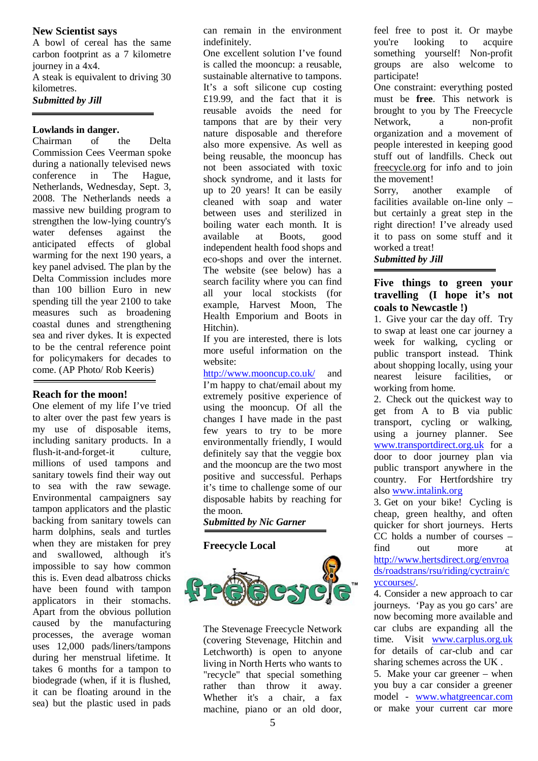### New Scientist says

A bowl of cereal has the same carbon footprint as a 7 kilometre journey in a 4x4.

A steak is equivalent to driving 30 kilometres.

***Submitted by Jill***

### Lowlands in danger.

Chairman of the Delta Commission Cees Veerman spoke during a nationally televised news conference in The Hague, Netherlands, Wednesday, Sept. 3, 2008. The Netherlands needs a massive new building program to strengthen the low-lying country's water defenses against the anticipated effects of global warming for the next 190 years, a key panel advised. The plan by the Delta Commission includes more than 100 billion Euro in new spending till the year 2100 to take measures such as broadening coastal dunes and strengthening sea and river dykes. It is expected to be the central reference point for policymakers for decades to come. (AP Photo/ Rob Keeris)

### Reach for the moon!

One element of my life I've tried to alter over the past few years is my use of disposable items, including sanitary products. In a flush-it-and-forget-it culture, millions of used tampons and sanitary towels find their way out to sea with the raw sewage. Environmental campaigners say tampon applicators and the plastic backing from sanitary towels can harm dolphins, seals and turtles when they are mistaken for prey and swallowed, although it's impossible to say how common this is. Even dead albatross chicks have been found with tampon applicators in their stomachs. Apart from the obvious pollution caused by the manufacturing processes, the average woman uses 12,000 pads/liners/tampons during her menstrual lifetime. It takes 6 months for a tampon to biodegrade (when, if it is flushed, it can be floating around in the sea) but the plastic used in pads can remain in the environment indefinitely.

One excellent solution I've found is called the mooncup: a reusable, sustainable alternative to tampons. It's a soft silicone cup costing £19.99, and the fact that it is reusable avoids the need for tampons that are by their very nature disposable and therefore also more expensive. As well as being reusable, the mooncup has not been associated with toxic shock syndrome, and it lasts for up to 20 years! It can be easily cleaned with soap and water between uses and sterilized in boiling water each month. It is available at Boots, good independent health food shops and eco-shops and over the internet. The website (see below) has a search facility where you can find all your local stockists (for example, Harvest Moon, The Health Emporium and Boots in Hitchin).

If you are interested, there is lots more useful information on the website:

http://www.mooncup.co.uk/ and I'm happy to chat/email about my extremely positive experience of using the mooncup. Of all the changes I have made in the past few years to try to be more environmentally friendly, I would definitely say that the veggie box and the mooncup are the two most positive and successful. Perhaps it's time to challenge some of our disposable habits by reaching for the moon.

***Submitted by Nic Garner***

### Freecycle Local

The Stevenage Freecycle Network (covering Stevenage, Hitchin and Letchworth) is open to anyone living in North Herts who wants to "recycle" that special something rather than throw it away. Whether it's a chair, a fax machine, piano or an old door, feel free to post it. Or maybe you're looking to acquire something yourself! Non-profit groups are also welcome to participate!

One constraint: everything posted must be **free**. This network is brought to you by The Freecycle Network, a non-profit organization and a movement of people interested in keeping good stuff out of landfills. Check out freecycle.org for info and to join the movement!

Sorry, another example of facilities available on-line only – but certainly a great step in the right direction! I've already used it to pass on some stuff and it worked a treat!

***Submitted by Jill***

### Five things to green your travelling (I hope it's not coals to Newcastle !)

1. Give your car the day off. Try to swap at least one car journey a week for walking, cycling or public transport instead. Think about shopping locally, using your nearest leisure facilities, or working from home.
2. Check out the quickest way to get from A to B via public transport, cycling or walking, using a journey planner. See www.transportdirect.org.uk for a door to door journey plan via public transport anywhere in the country. For Hertfordshire try also www.intalink.org
3. Get on your bike! Cycling is cheap, green healthy, and often quicker for short journeys. Herts CC holds a number of courses – find out more at http://www.hertsdirect.org/envroads/roadstrans/rsu/riding/cyctrain/cyccourses/.
4. Consider a new approach to car journeys. 'Pay as you go cars' are now becoming more available and car clubs are expanding all the time. Visit www.carplus.org.uk for details of car-club and car sharing schemes across the UK .
5. Make your car greener – when you buy a car consider a greener model - www.whatgreencar.com or make your current car more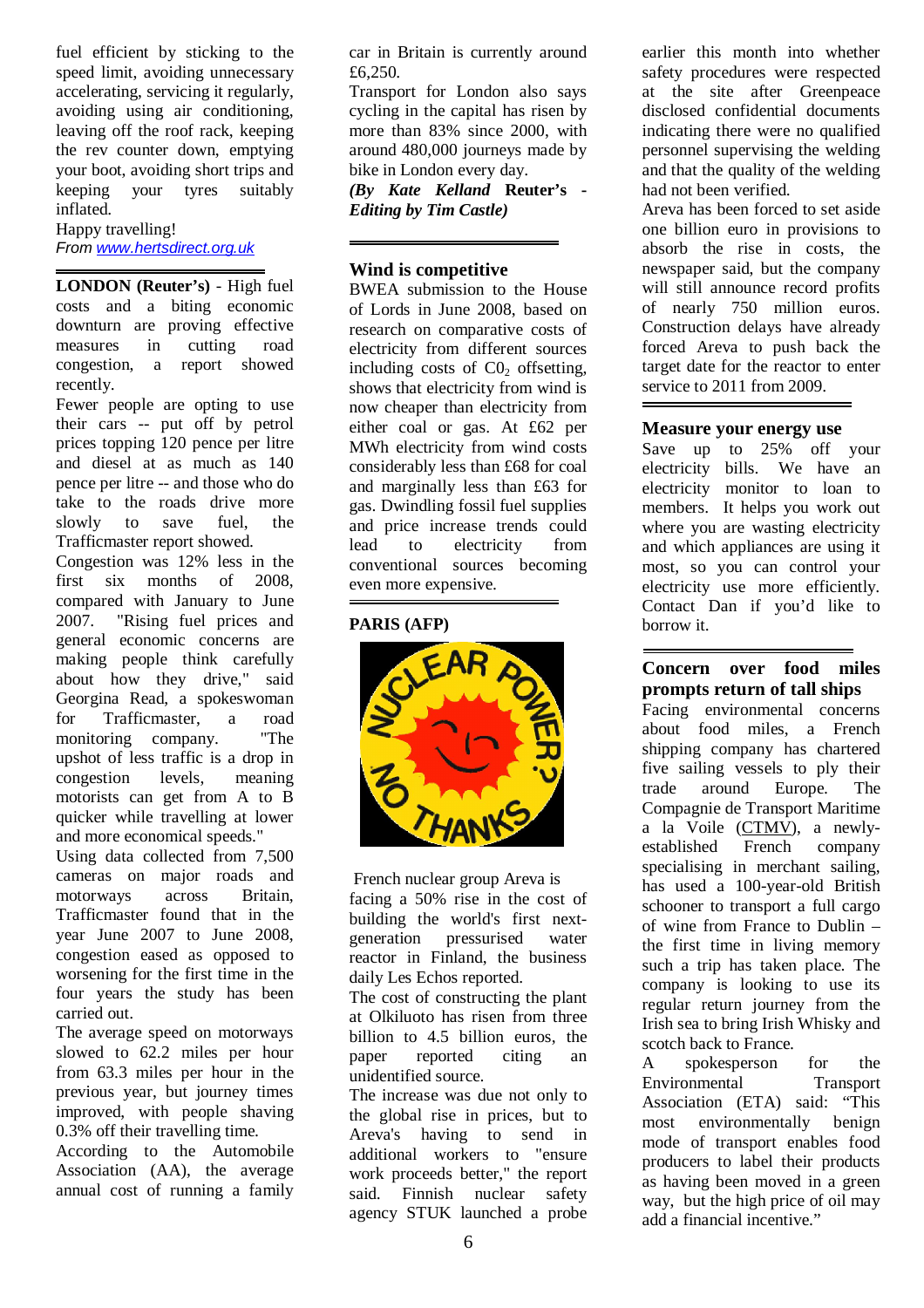fuel efficient by sticking to the speed limit, avoiding unnecessary accelerating, servicing it regularly, avoiding using air conditioning, leaving off the roof rack, keeping the rev counter down, emptying your boot, avoiding short trips and keeping your tyres suitably inflated.

Happy travelling!

*From www.hertsdirect.org.uk*

---

**LONDON (Reuter's)** - High fuel costs and a biting economic downturn are proving effective measures in cutting road congestion, a report showed recently.

Fewer people are opting to use their cars -- put off by petrol prices topping 120 pence per litre and diesel at as much as 140 pence per litre -- and those who do take to the roads drive more slowly to save fuel, the Trafficmaster report showed.

Congestion was 12% less in the first six months of 2008, compared with January to June 2007. "Rising fuel prices and general economic concerns are making people think carefully about how they drive," said Georgina Read, a spokeswoman for Trafficmaster, a road monitoring company. "The upshot of less traffic is a drop in congestion levels, meaning motorists can get from A to B quicker while travelling at lower and more economical speeds."

Using data collected from 7,500 cameras on major roads and motorways across Britain, Trafficmaster found that in the year June 2007 to June 2008, congestion eased as opposed to worsening for the first time in the four years the study has been carried out.

The average speed on motorways slowed to 62.2 miles per hour from 63.3 miles per hour in the previous year, but journey times improved, with people shaving 0.3% off their travelling time.

According to the Automobile Association (AA), the average annual cost of running a family car in Britain is currently around £6,250.

Transport for London also says cycling in the capital has risen by more than 83% since 2000, with around 480,000 journeys made by bike in London every day.

***(By Kate Kelland Reuter's - Editing by Tim Castle)***

---

## Wind is competitive

BWEA submission to the House of Lords in June 2008, based on research on comparative costs of electricity from different sources including costs of $C0_2$ offsetting, shows that electricity from wind is now cheaper than electricity from either coal or gas. At £62 per MWh electricity from wind costs considerably less than £68 for coal and marginally less than £63 for gas. Dwindling fossil fuel supplies and price increase trends could lead to electricity from conventional sources becoming even more expensive.

---

**PARIS (AFP)**

French nuclear group Areva is facing a 50% rise in the cost of building the world's first next-generation pressurised water reactor in Finland, the business daily Les Echos reported.

The cost of constructing the plant at Olkiluoto has risen from three billion to 4.5 billion euros, the paper reported citing an unidentified source.

The increase was due not only to the global rise in prices, but to Areva's having to send in additional workers to "ensure work proceeds better," the report said. Finnish nuclear safety agency STUK launched a probe earlier this month into whether safety procedures were respected at the site after Greenpeace disclosed confidential documents indicating there were no qualified personnel supervising the welding and that the quality of the welding had not been verified.

Areva has been forced to set aside one billion euro in provisions to absorb the rise in costs, the newspaper said, but the company will still announce record profits of nearly 750 million euros. Construction delays have already forced Areva to push back the target date for the reactor to enter service to 2011 from 2009.

---

## Measure your energy use

Save up to 25% off your electricity bills. We have an electricity monitor to loan to members. It helps you work out where you are wasting electricity and which appliances are using it most, so you can control your electricity use more efficiently. Contact Dan if you'd like to borrow it.

---

## Concern over food miles prompts return of tall ships

Facing environmental concerns about food miles, a French shipping company has chartered five sailing vessels to ply their trade around Europe. The Compagnie de Transport Maritime a la Voile (CTMV), a newly-established French company specialising in merchant sailing, has used a 100-year-old British schooner to transport a full cargo of wine from France to Dublin – the first time in living memory such a trip has taken place. The company is looking to use its regular return journey from the Irish sea to bring Irish Whisky and scotch back to France.

A spokesperson for the Environmental Transport Association (ETA) said: "This most environmentally benign mode of transport enables food producers to label their products as having been moved in a green way, but the high price of oil may add a financial incentive."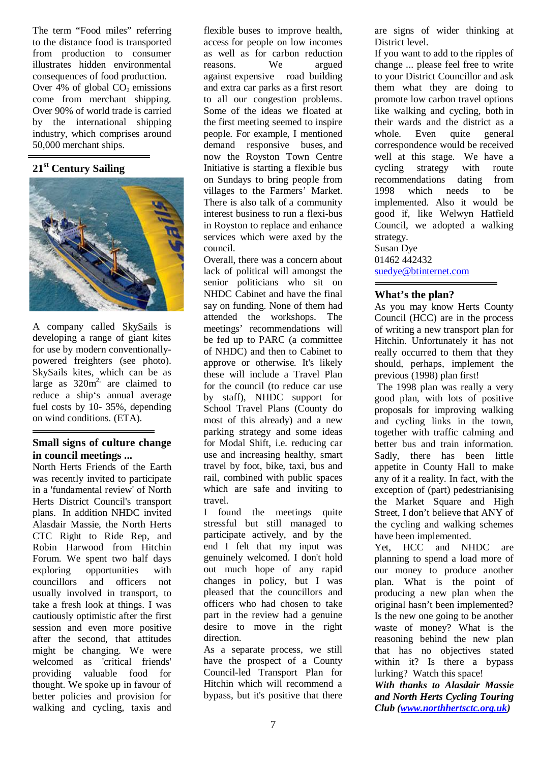The term "Food miles" referring to the distance food is transported from production to consumer illustrates hidden environmental consequences of food production. Over 4% of global $CO_2$ emissions come from merchant shipping. Over 90% of world trade is carried by the international shipping industry, which comprises around 50,000 merchant ships.

## 21st Century Sailing

A company called SkySails is developing a range of giant kites for use by modern conventionally-powered freighters (see photo). SkySails kites, which can be as large as $320m^2$, are claimed to reduce a ship's annual average fuel costs by 10- 35%, depending on wind conditions. (ETA).

## Small signs of culture change in council meetings ...

North Herts Friends of the Earth was recently invited to participate in a 'fundamental review' of North Herts District Council's transport plans. In addition NHDC invited Alasdair Massie, the North Herts CTC Right to Ride Rep, and Robin Harwood from Hitchin Forum. We spent two half days exploring opportunities with councillors and officers not usually involved in transport, to take a fresh look at things. I was cautiously optimistic after the first session and even more positive after the second, that attitudes might be changing. We were welcomed as 'critical friends' providing valuable food for thought. We spoke up in favour of better policies and provision for walking and cycling, taxis and flexible buses to improve health, access for people on low incomes as well as for carbon reduction reasons. We argued against expensive road building and extra car parks as a first resort to all our congestion problems. Some of the ideas we floated at the first meeting seemed to inspire people. For example, I mentioned demand responsive buses, and now the Royston Town Centre Initiative is starting a flexible bus on Sundays to bring people from villages to the Farmers' Market. There is also talk of a community interest business to run a flexi-bus in Royston to replace and enhance services which were axed by the council.

Overall, there was a concern about lack of political will amongst the senior politicians who sit on NHDC Cabinet and have the final say on funding. None of them had attended the workshops. The meetings' recommendations will be fed up to PARC (a committee of NHDC) and then to Cabinet to approve or otherwise. It's likely these will include a Travel Plan for the council (to reduce car use by staff), NHDC support for School Travel Plans (County do most of this already) and a new parking strategy and some ideas for Modal Shift, i.e. reducing car use and increasing healthy, smart travel by foot, bike, taxi, bus and rail, combined with public spaces which are safe and inviting to travel.

I found the meetings quite stressful but still managed to participate actively, and by the end I felt that my input was genuinely welcomed. I don't hold out much hope of any rapid changes in policy, but I was pleased that the councillors and officers who had chosen to take part in the review had a genuine desire to move in the right direction.

As a separate process, we still have the prospect of a County Council-led Transport Plan for Hitchin which will recommend a bypass, but it's positive that there are signs of wider thinking at District level.

If you want to add to the ripples of change ... please feel free to write to your District Councillor and ask them what they are doing to promote low carbon travel options like walking and cycling, both in their wards and the district as a whole. Even quite general correspondence would be received well at this stage. We have a cycling strategy with route recommendations dating from 1998 which needs to be implemented. Also it would be good if, like Welwyn Hatfield Council, we adopted a walking strategy.

Susan Dye
01462 442432
suedye@btinternet.com

## What's the plan?

As you may know Herts County Council (HCC) are in the process of writing a new transport plan for Hitchin. Unfortunately it has not really occurred to them that they should, perhaps, implement the previous (1998) plan first!

The 1998 plan was really a very good plan, with lots of positive proposals for improving walking and cycling links in the town, together with traffic calming and better bus and train information. Sadly, there has been little appetite in County Hall to make any of it a reality. In fact, with the exception of (part) pedestrianising the Market Square and High Street, I don't believe that ANY of the cycling and walking schemes have been implemented.

Yet, HCC and NHDC are planning to spend a load more of our money to produce another plan. What is the point of producing a new plan when the original hasn't been implemented? Is the new one going to be another waste of money? What is the reasoning behind the new plan that has no objectives stated within it? Is there a bypass lurking? Watch this space!

***With thanks to Alasdair Massie and North Herts Cycling Touring Club (www.northhertsctc.org.uk)***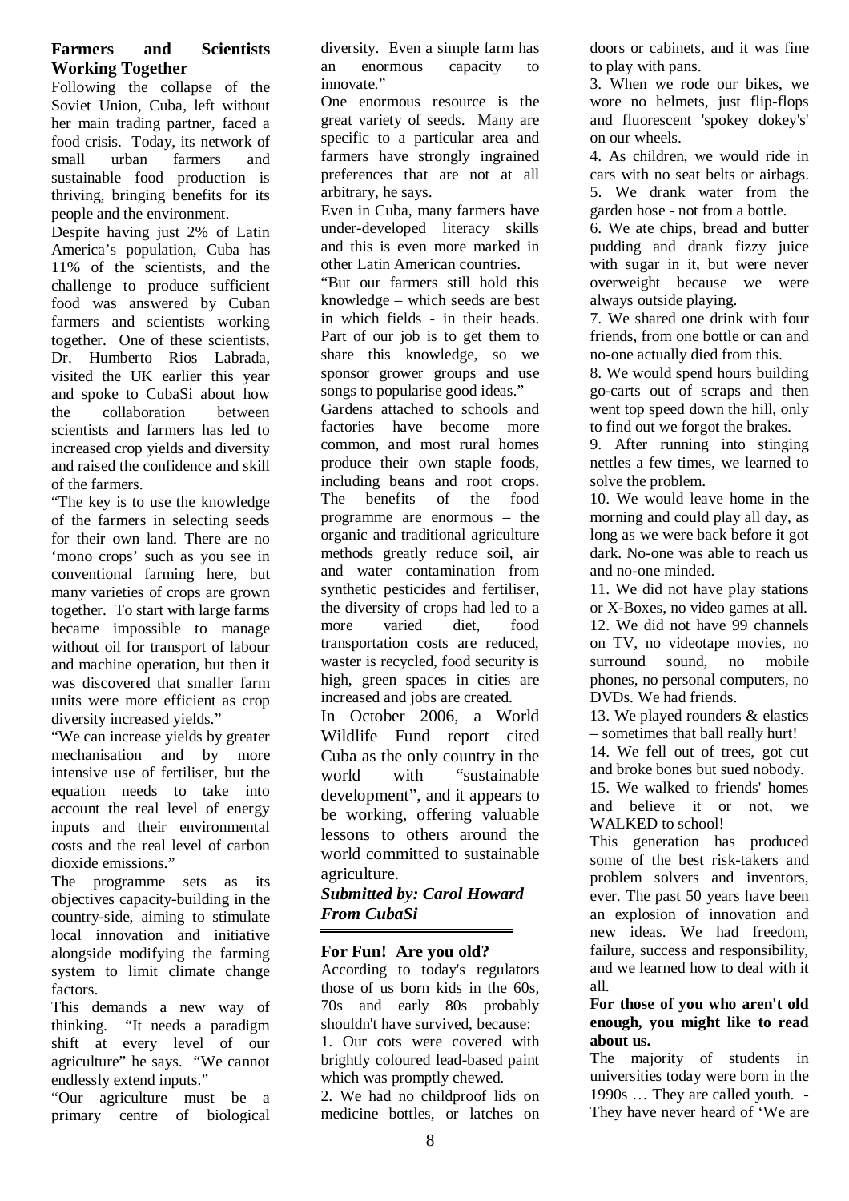## Farmers and Scientists Working Together

Following the collapse of the Soviet Union, Cuba, left without her main trading partner, faced a food crisis. Today, its network of small urban farmers and sustainable food production is thriving, bringing benefits for its people and the environment.

Despite having just 2% of Latin America's population, Cuba has 11% of the scientists, and the challenge to produce sufficient food was answered by Cuban farmers and scientists working together. One of these scientists, Dr. Humberto Rios Labrada, visited the UK earlier this year and spoke to CubaSi about how the collaboration between scientists and farmers has led to increased crop yields and diversity and raised the confidence and skill of the farmers.

"The key is to use the knowledge of the farmers in selecting seeds for their own land. There are no 'mono crops' such as you see in conventional farming here, but many varieties of crops are grown together. To start with large farms became impossible to manage without oil for transport of labour and machine operation, but then it was discovered that smaller farm units were more efficient as crop diversity increased yields."

"We can increase yields by greater mechanisation and by more intensive use of fertiliser, but the equation needs to take into account the real level of energy inputs and their environmental costs and the real level of carbon dioxide emissions."

The programme sets as its objectives capacity-building in the country-side, aiming to stimulate local innovation and initiative alongside modifying the farming system to limit climate change factors.

This demands a new way of thinking. "It needs a paradigm shift at every level of our agriculture" he says. "We cannot endlessly extend inputs."

"Our agriculture must be a primary centre of biological diversity. Even a simple farm has an enormous capacity to innovate."

One enormous resource is the great variety of seeds. Many are specific to a particular area and farmers have strongly ingrained preferences that are not at all arbitrary, he says.

Even in Cuba, many farmers have under-developed literacy skills and this is even more marked in other Latin American countries.

"But our farmers still hold this knowledge – which seeds are best in which fields - in their heads. Part of our job is to get them to share this knowledge, so we sponsor grower groups and use songs to popularise good ideas."

Gardens attached to schools and factories have become more common, and most rural homes produce their own staple foods, including beans and root crops. The benefits of the food programme are enormous – the organic and traditional agriculture methods greatly reduce soil, air and water contamination from synthetic pesticides and fertiliser, the diversity of crops had led to a more varied diet, food transportation costs are reduced, waster is recycled, food security is high, green spaces in cities are increased and jobs are created.

In October 2006, a World Wildlife Fund report cited Cuba as the only country in the world with "sustainable development", and it appears to be working, offering valuable lessons to others around the world committed to sustainable agriculture.

***Submitted by: Carol Howard From CubaSi***

---

## For Fun! Are you old?

According to today's regulators those of us born kids in the 60s, 70s and early 80s probably shouldn't have survived, because:

1. Our cots were covered with brightly coloured lead-based paint which was promptly chewed.
2. We had no childproof lids on medicine bottles, or latches on doors or cabinets, and it was fine to play with pans.
3. When we rode our bikes, we wore no helmets, just flip-flops and fluorescent 'spokey dokey's' on our wheels.
4. As children, we would ride in cars with no seat belts or airbags.
5. We drank water from the garden hose - not from a bottle.
6. We ate chips, bread and butter pudding and drank fizzy juice with sugar in it, but were never overweight because we were always outside playing.
7. We shared one drink with four friends, from one bottle or can and no-one actually died from this.
8. We would spend hours building go-carts out of scraps and then went top speed down the hill, only to find out we forgot the brakes.
9. After running into stinging nettles a few times, we learned to solve the problem.
10. We would leave home in the morning and could play all day, as long as we were back before it got dark. No-one was able to reach us and no-one minded.
11. We did not have play stations or X-Boxes, no video games at all.
12. We did not have 99 channels on TV, no videotape movies, no surround sound, no mobile phones, no personal computers, no DVDs. We had friends.
13. We played rounders & elastics – sometimes that ball really hurt!
14. We fell out of trees, got cut and broke bones but sued nobody.
15. We walked to friends' homes and believe it or not, we WALKED to school!

This generation has produced some of the best risk-takers and problem solvers and inventors, ever. The past 50 years have been an explosion of innovation and new ideas. We had freedom, failure, success and responsibility, and we learned how to deal with it all.

**For those of you who aren't old enough, you might like to read about us.**

The majority of students in universities today were born in the 1990s … They are called youth. - They have never heard of 'We are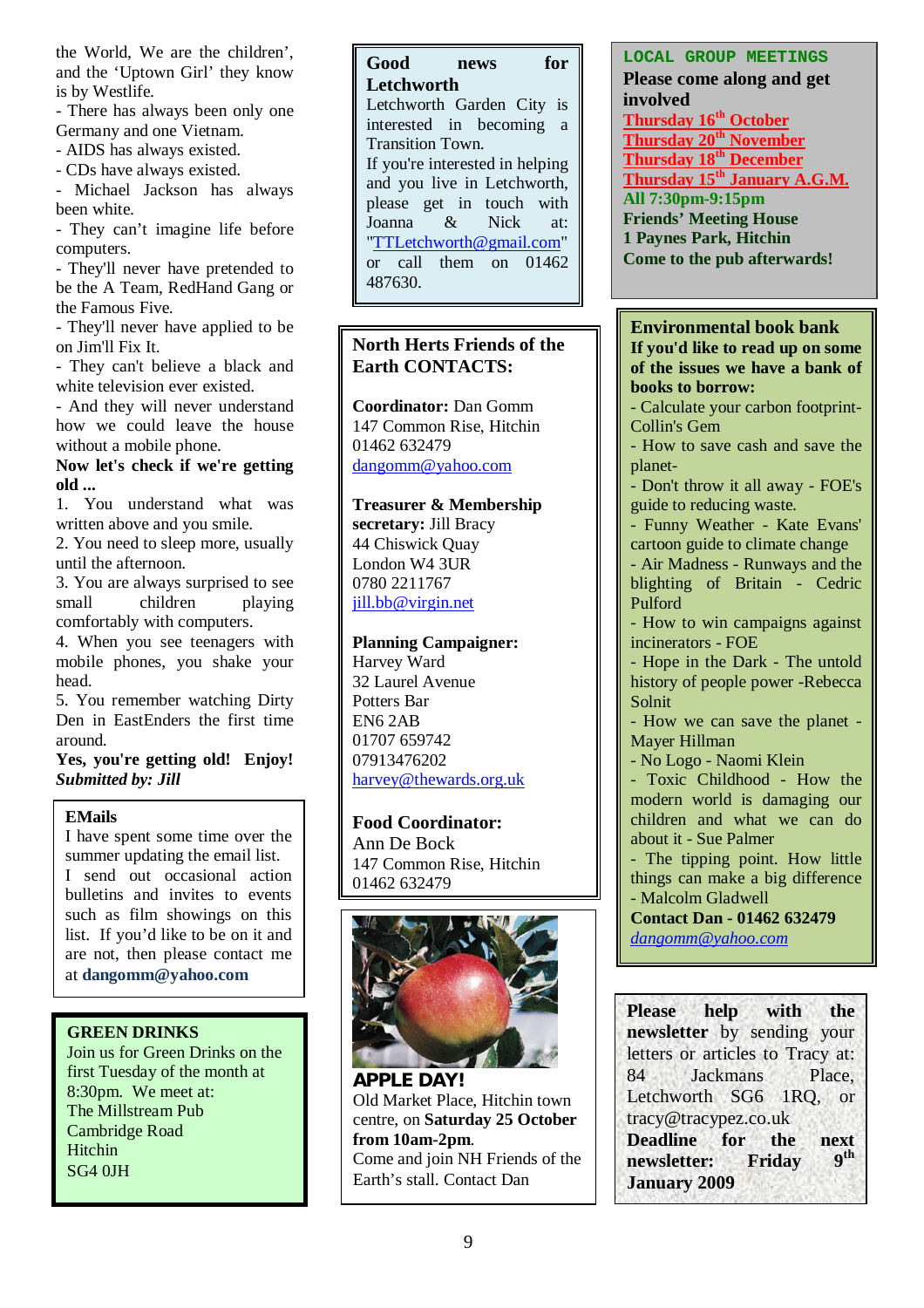the World, We are the children', and the 'Uptown Girl' they know is by Westlife.

- There has always been only one Germany and one Vietnam.
- AIDS has always existed.
- CDs have always existed.
- Michael Jackson has always been white.
- They can't imagine life before computers.
- They'll never have pretended to be the A Team, RedHand Gang or the Famous Five.
- They'll never have applied to be on Jim'll Fix It.
- They can't believe a black and white television ever existed.
- And they will never understand how we could leave the house without a mobile phone.

**Now let's check if we're getting old ...**

1. You understand what was written above and you smile.
2. You need to sleep more, usually until the afternoon.
3. You are always surprised to see small children playing comfortably with computers.
4. When you see teenagers with mobile phones, you shake your head.
5. You remember watching Dirty Den in EastEnders the first time around.

**Yes, you're getting old! Enjoy!**

***Submitted by: Jill***

**EMails**

I have spent some time over the summer updating the email list. I send out occasional action bulletins and invites to events such as film showings on this list. If you'd like to be on it and are not, then please contact me at **dangomm@yahoo.com**

**GREEN DRINKS**

Join us for Green Drinks on the first Tuesday of the month at 8:30pm. We meet at:
The Millstream Pub
Cambridge Road
Hitchin
SG4 0JH

**Good news for Letchworth**

Letchworth Garden City is interested in becoming a Transition Town.

If you're interested in helping and you live in Letchworth, please get in touch with Joanna & Nick at: "TTLetchworth@gmail.com" or call them on 01462 487630.

**North Herts Friends of the Earth CONTACTS:**

**Coordinator:** Dan Gomm
147 Common Rise, Hitchin
01462 632479
dangomm@yahoo.com

**Treasurer & Membership secretary:** Jill Bracy
44 Chiswick Quay
London W4 3UR
0780 2211767
jill.bb@virgin.net

**Planning Campaigner:**
Harvey Ward
32 Laurel Avenue
Potters Bar
EN6 2AB
01707 659742
07913476202
harvey@thewards.org.uk

**Food Coordinator:**
Ann De Bock
147 Common Rise, Hitchin
01462 632479

**APPLE DAY!**

Old Market Place, Hitchin town centre, on **Saturday 25 October from 10am-2pm**.
Come and join NH Friends of the Earth's stall. Contact Dan

**LOCAL GROUP MEETINGS**

**Please come along and get involved**

**Thursday 16th October**
**Thursday 20th November**
**Thursday 18th December**
**Thursday 15th January A.G.M.**
**All 7:30pm-9:15pm**
**Friends' Meeting House**
**1 Paynes Park, Hitchin**
**Come to the pub afterwards!**

**Environmental book bank**

**If you'd like to read up on some of the issues we have a bank of books to borrow:**

- Calculate your carbon footprint- Collin's Gem
- How to save cash and save the planet-
- Don't throw it all away - FOE's guide to reducing waste.
- Funny Weather - Kate Evans' cartoon guide to climate change
- Air Madness - Runways and the blighting of Britain - Cedric Pulford
- How to win campaigns against incinerators - FOE
- Hope in the Dark - The untold history of people power -Rebecca Solnit
- How we can save the planet - Mayer Hillman
- No Logo - Naomi Klein
- Toxic Childhood - How the modern world is damaging our children and what we can do about it - Sue Palmer
- The tipping point. How little things can make a big difference - Malcolm Gladwell

**Contact Dan - 01462 632479**
*dangomm@yahoo.com*

**Please help with the newsletter** by sending your letters or articles to Tracy at: 84 Jackmans Place, Letchworth SG6 1RQ, or tracy@tracypez.co.uk

**Deadline for the next newsletter: Friday 9th January 2009**